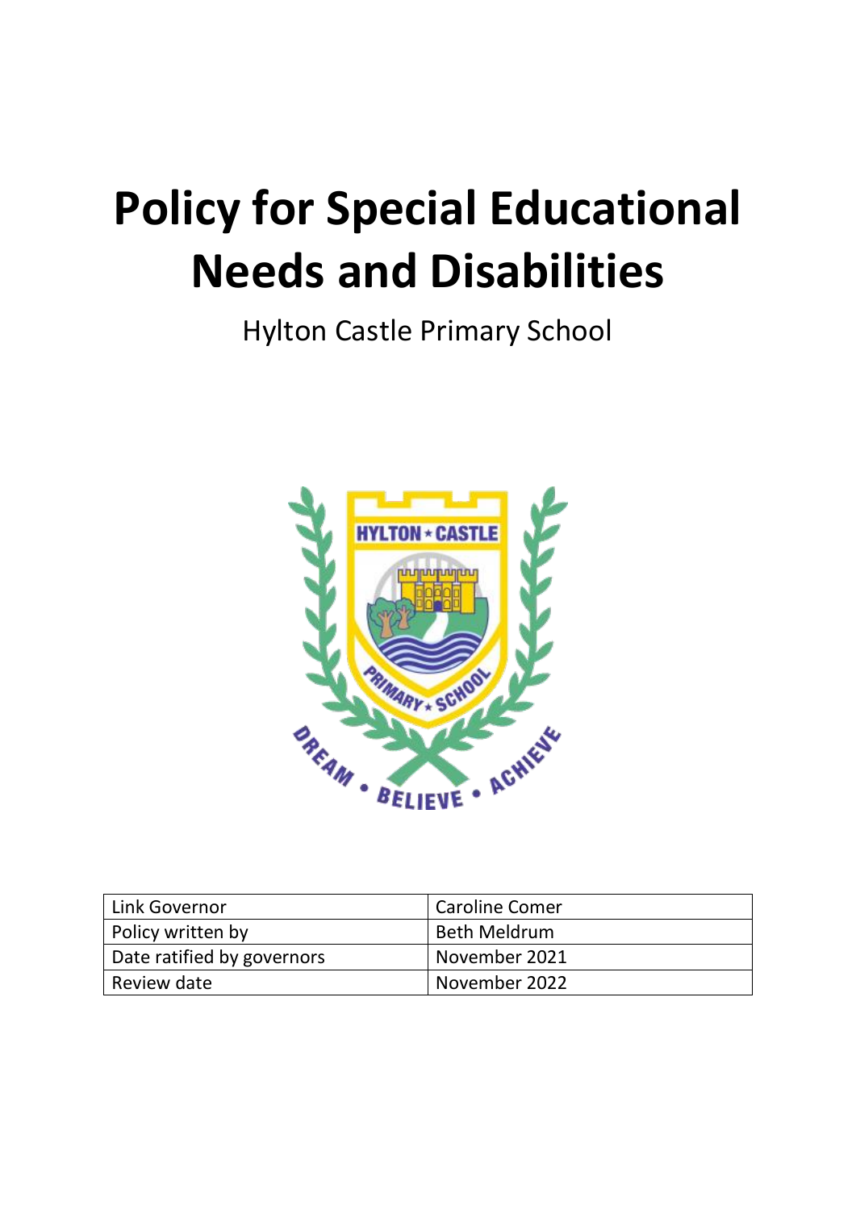# Policy for Special Educational Needs and Disabilities

Hylton Castle Primary School

| Link Governor | Caroline Comer |
|---|---|
| Policy written by | Beth Meldrum |
| Date ratified by governors | November 2021 |
| Review date | November 2022 |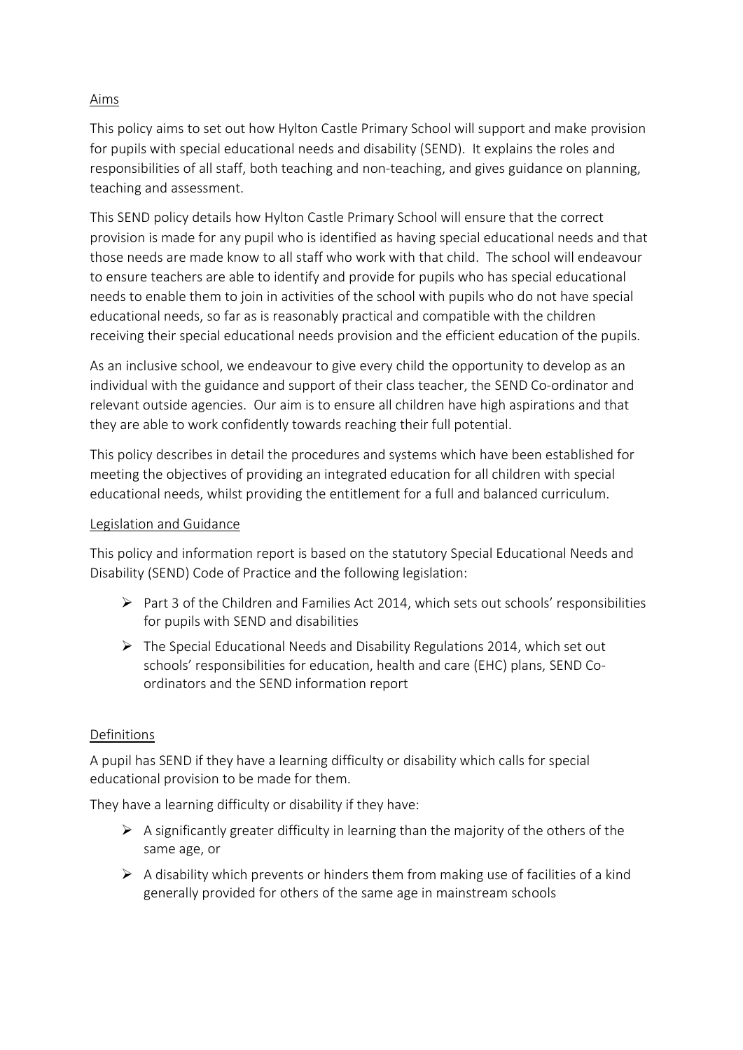## Aims

This policy aims to set out how Hylton Castle Primary School will support and make provision for pupils with special educational needs and disability (SEND). It explains the roles and responsibilities of all staff, both teaching and non-teaching, and gives guidance on planning, teaching and assessment.

This SEND policy details how Hylton Castle Primary School will ensure that the correct provision is made for any pupil who is identified as having special educational needs and that those needs are made know to all staff who work with that child. The school will endeavour to ensure teachers are able to identify and provide for pupils who has special educational needs to enable them to join in activities of the school with pupils who do not have special educational needs, so far as is reasonably practical and compatible with the children receiving their special educational needs provision and the efficient education of the pupils.

As an inclusive school, we endeavour to give every child the opportunity to develop as an individual with the guidance and support of their class teacher, the SEND Co-ordinator and relevant outside agencies. Our aim is to ensure all children have high aspirations and that they are able to work confidently towards reaching their full potential.

This policy describes in detail the procedures and systems which have been established for meeting the objectives of providing an integrated education for all children with special educational needs, whilst providing the entitlement for a full and balanced curriculum.

## Legislation and Guidance

This policy and information report is based on the statutory Special Educational Needs and Disability (SEND) Code of Practice and the following legislation:

- Part 3 of the Children and Families Act 2014, which sets out schools' responsibilities for pupils with SEND and disabilities
- The Special Educational Needs and Disability Regulations 2014, which set out schools' responsibilities for education, health and care (EHC) plans, SEND Co-ordinators and the SEND information report

## Definitions

A pupil has SEND if they have a learning difficulty or disability which calls for special educational provision to be made for them.

They have a learning difficulty or disability if they have:

- A significantly greater difficulty in learning than the majority of the others of the same age, or
- A disability which prevents or hinders them from making use of facilities of a kind generally provided for others of the same age in mainstream schools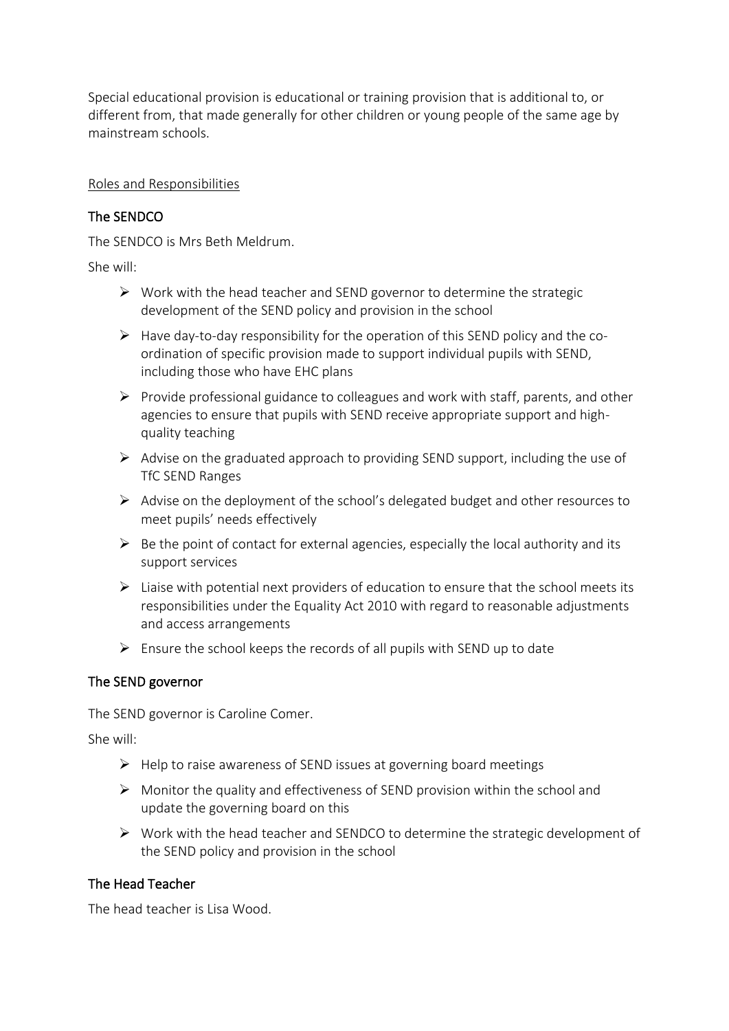Special educational provision is educational or training provision that is additional to, or different from, that made generally for other children or young people of the same age by mainstream schools.

## Roles and Responsibilities

### The SENDCO

The SENDCO is Mrs Beth Meldrum.

She will:

- Work with the head teacher and SEND governor to determine the strategic development of the SEND policy and provision in the school
- Have day-to-day responsibility for the operation of this SEND policy and the co-ordination of specific provision made to support individual pupils with SEND, including those who have EHC plans
- Provide professional guidance to colleagues and work with staff, parents, and other agencies to ensure that pupils with SEND receive appropriate support and high-quality teaching
- Advise on the graduated approach to providing SEND support, including the use of TfC SEND Ranges
- Advise on the deployment of the school's delegated budget and other resources to meet pupils' needs effectively
- Be the point of contact for external agencies, especially the local authority and its support services
- Liaise with potential next providers of education to ensure that the school meets its responsibilities under the Equality Act 2010 with regard to reasonable adjustments and access arrangements
- Ensure the school keeps the records of all pupils with SEND up to date

### The SEND governor

The SEND governor is Caroline Comer.

She will:

- Help to raise awareness of SEND issues at governing board meetings
- Monitor the quality and effectiveness of SEND provision within the school and update the governing board on this
- Work with the head teacher and SENDCO to determine the strategic development of the SEND policy and provision in the school

### The Head Teacher

The head teacher is Lisa Wood.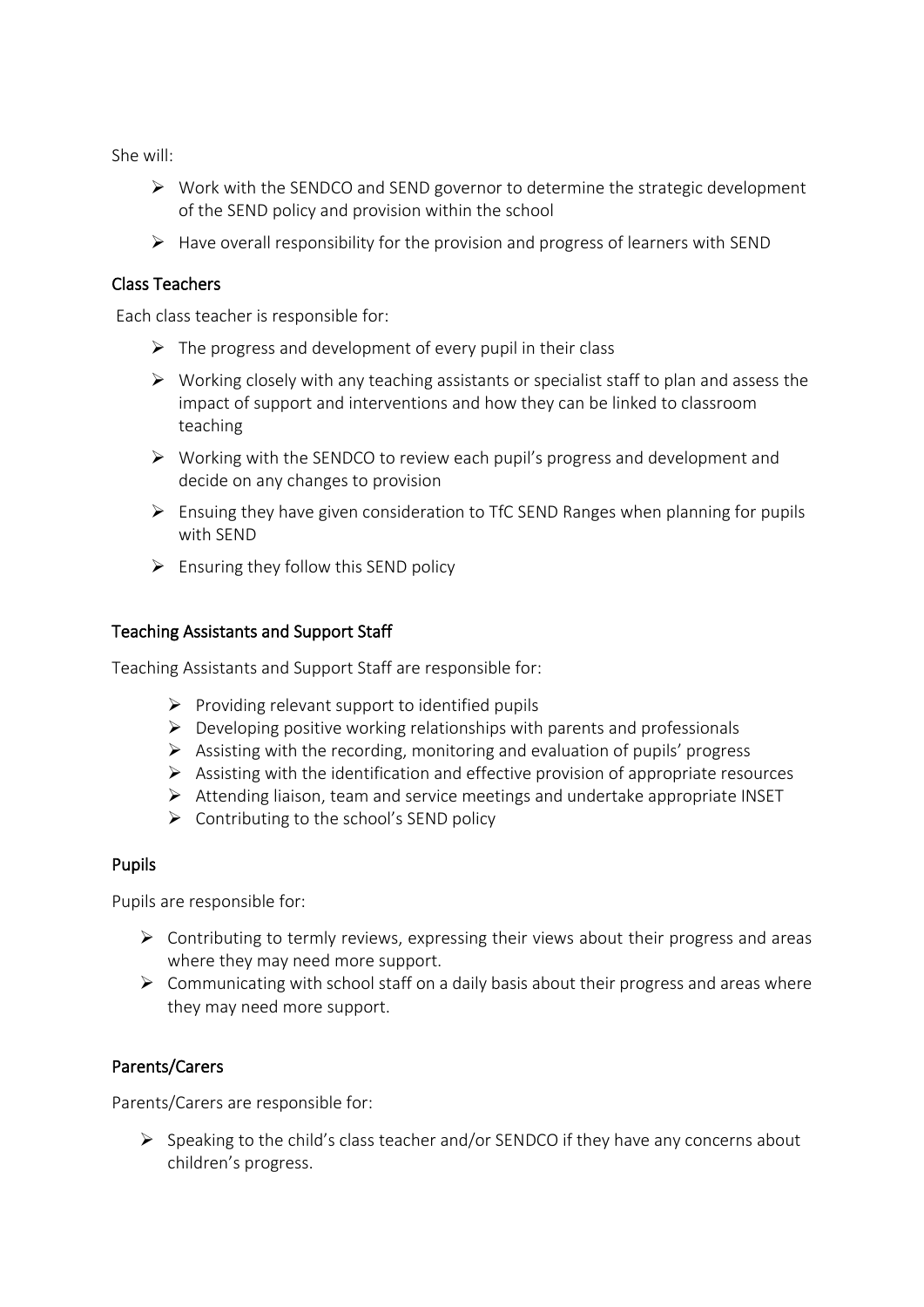She will:

- Work with the SENDCO and SEND governor to determine the strategic development of the SEND policy and provision within the school
- Have overall responsibility for the provision and progress of learners with SEND

### Class Teachers

Each class teacher is responsible for:

- The progress and development of every pupil in their class
- Working closely with any teaching assistants or specialist staff to plan and assess the impact of support and interventions and how they can be linked to classroom teaching
- Working with the SENDCO to review each pupil's progress and development and decide on any changes to provision
- Ensuing they have given consideration to TfC SEND Ranges when planning for pupils with SEND
- Ensuring they follow this SEND policy

### Teaching Assistants and Support Staff

Teaching Assistants and Support Staff are responsible for:

- Providing relevant support to identified pupils
- Developing positive working relationships with parents and professionals
- Assisting with the recording, monitoring and evaluation of pupils' progress
- Assisting with the identification and effective provision of appropriate resources
- Attending liaison, team and service meetings and undertake appropriate INSET
- Contributing to the school's SEND policy

### Pupils

Pupils are responsible for:

- Contributing to termly reviews, expressing their views about their progress and areas where they may need more support.
- Communicating with school staff on a daily basis about their progress and areas where they may need more support.

### Parents/Carers

Parents/Carers are responsible for:

- Speaking to the child's class teacher and/or SENDCO if they have any concerns about children's progress.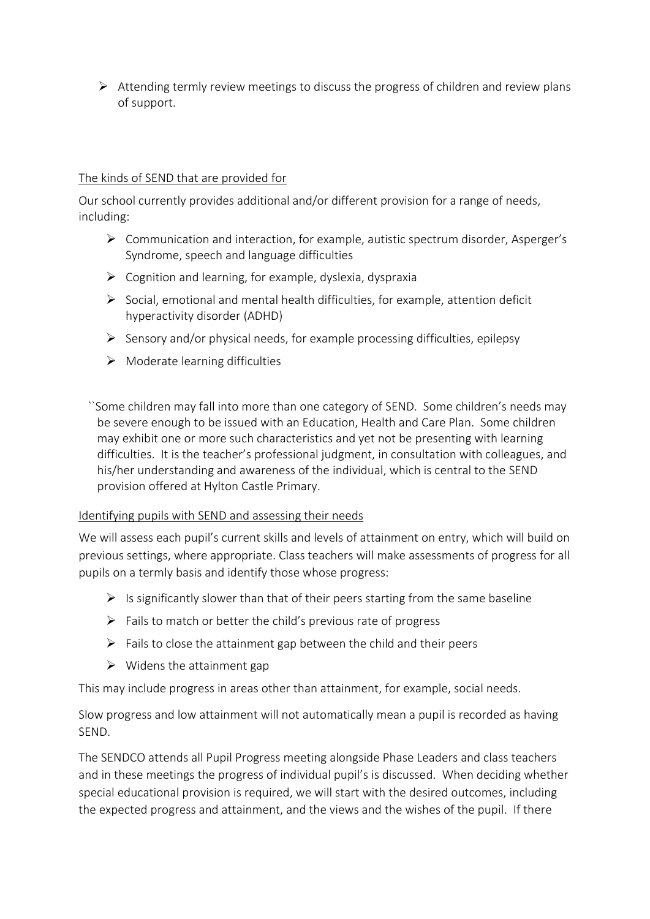- Attending termly review meetings to discuss the progress of children and review plans of support.

## The kinds of SEND that are provided for

Our school currently provides additional and/or different provision for a range of needs, including:

- Communication and interaction, for example, autistic spectrum disorder, Asperger's Syndrome, speech and language difficulties
- Cognition and learning, for example, dyslexia, dyspraxia
- Social, emotional and mental health difficulties, for example, attention deficit hyperactivity disorder (ADHD)
- Sensory and/or physical needs, for example processing difficulties, epilepsy
- Moderate learning difficulties

``Some children may fall into more than one category of SEND. Some children's needs may be severe enough to be issued with an Education, Health and Care Plan. Some children may exhibit one or more such characteristics and yet not be presenting with learning difficulties. It is the teacher's professional judgment, in consultation with colleagues, and his/her understanding and awareness of the individual, which is central to the SEND provision offered at Hylton Castle Primary.

## Identifying pupils with SEND and assessing their needs

We will assess each pupil's current skills and levels of attainment on entry, which will build on previous settings, where appropriate. Class teachers will make assessments of progress for all pupils on a termly basis and identify those whose progress:

- Is significantly slower than that of their peers starting from the same baseline
- Fails to match or better the child's previous rate of progress
- Fails to close the attainment gap between the child and their peers
- Widens the attainment gap

This may include progress in areas other than attainment, for example, social needs.

Slow progress and low attainment will not automatically mean a pupil is recorded as having SEND.

The SENDCO attends all Pupil Progress meeting alongside Phase Leaders and class teachers and in these meetings the progress of individual pupil's is discussed. When deciding whether special educational provision is required, we will start with the desired outcomes, including the expected progress and attainment, and the views and the wishes of the pupil. If there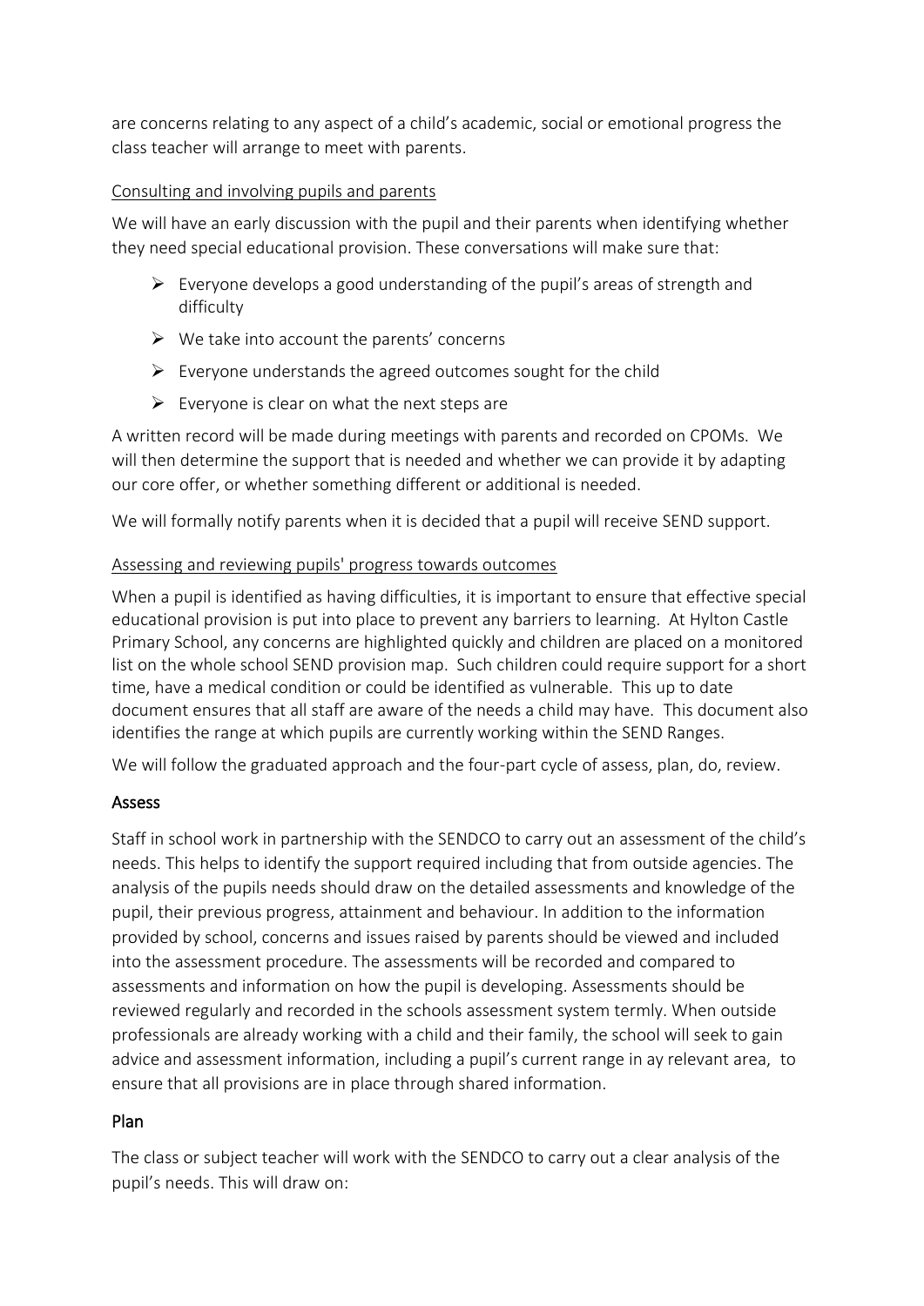are concerns relating to any aspect of a child's academic, social or emotional progress the class teacher will arrange to meet with parents.

Consulting and involving pupils and parents

We will have an early discussion with the pupil and their parents when identifying whether they need special educational provision. These conversations will make sure that:

- Everyone develops a good understanding of the pupil's areas of strength and difficulty
- We take into account the parents' concerns
- Everyone understands the agreed outcomes sought for the child
- Everyone is clear on what the next steps are

A written record will be made during meetings with parents and recorded on CPOMs. We will then determine the support that is needed and whether we can provide it by adapting our core offer, or whether something different or additional is needed.

We will formally notify parents when it is decided that a pupil will receive SEND support.

Assessing and reviewing pupils' progress towards outcomes

When a pupil is identified as having difficulties, it is important to ensure that effective special educational provision is put into place to prevent any barriers to learning. At Hylton Castle Primary School, any concerns are highlighted quickly and children are placed on a monitored list on the whole school SEND provision map. Such children could require support for a short time, have a medical condition or could be identified as vulnerable. This up to date document ensures that all staff are aware of the needs a child may have. This document also identifies the range at which pupils are currently working within the SEND Ranges.

We will follow the graduated approach and the four-part cycle of assess, plan, do, review.

### Assess

Staff in school work in partnership with the SENDCO to carry out an assessment of the child's needs. This helps to identify the support required including that from outside agencies. The analysis of the pupils needs should draw on the detailed assessments and knowledge of the pupil, their previous progress, attainment and behaviour. In addition to the information provided by school, concerns and issues raised by parents should be viewed and included into the assessment procedure. The assessments will be recorded and compared to assessments and information on how the pupil is developing. Assessments should be reviewed regularly and recorded in the schools assessment system termly. When outside professionals are already working with a child and their family, the school will seek to gain advice and assessment information, including a pupil's current range in ay relevant area, to ensure that all provisions are in place through shared information.

### Plan

The class or subject teacher will work with the SENDCO to carry out a clear analysis of the pupil's needs. This will draw on: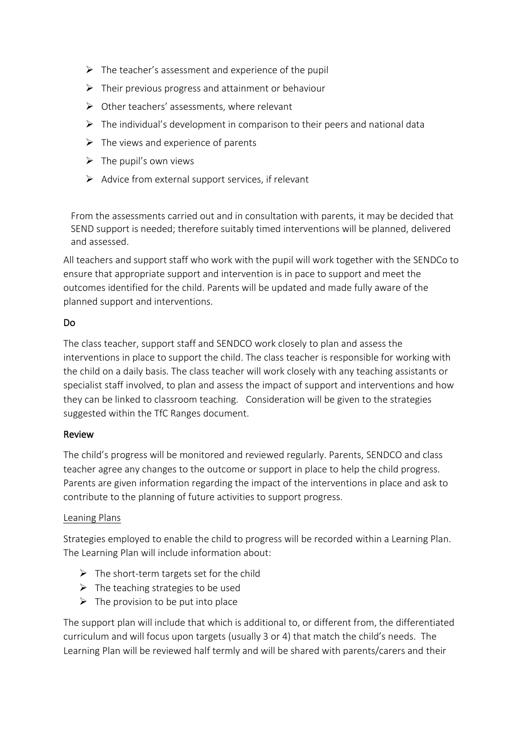- The teacher's assessment and experience of the pupil
- Their previous progress and attainment or behaviour
- Other teachers' assessments, where relevant
- The individual's development in comparison to their peers and national data
- The views and experience of parents
- The pupil's own views
- Advice from external support services, if relevant

From the assessments carried out and in consultation with parents, it may be decided that SEND support is needed; therefore suitably timed interventions will be planned, delivered and assessed.

All teachers and support staff who work with the pupil will work together with the SENDCo to ensure that appropriate support and intervention is in pace to support and meet the outcomes identified for the child. Parents will be updated and made fully aware of the planned support and interventions.

**Do**

The class teacher, support staff and SENDCO work closely to plan and assess the interventions in place to support the child. The class teacher is responsible for working with the child on a daily basis. The class teacher will work closely with any teaching assistants or specialist staff involved, to plan and assess the impact of support and interventions and how they can be linked to classroom teaching. Consideration will be given to the strategies suggested within the TfC Ranges document.

**Review**

The child's progress will be monitored and reviewed regularly. Parents, SENDCO and class teacher agree any changes to the outcome or support in place to help the child progress. Parents are given information regarding the impact of the interventions in place and ask to contribute to the planning of future activities to support progress.

Leaning Plans

Strategies employed to enable the child to progress will be recorded within a Learning Plan. The Learning Plan will include information about:

- The short-term targets set for the child
- The teaching strategies to be used
- The provision to be put into place

The support plan will include that which is additional to, or different from, the differentiated curriculum and will focus upon targets (usually 3 or 4) that match the child's needs. The Learning Plan will be reviewed half termly and will be shared with parents/carers and their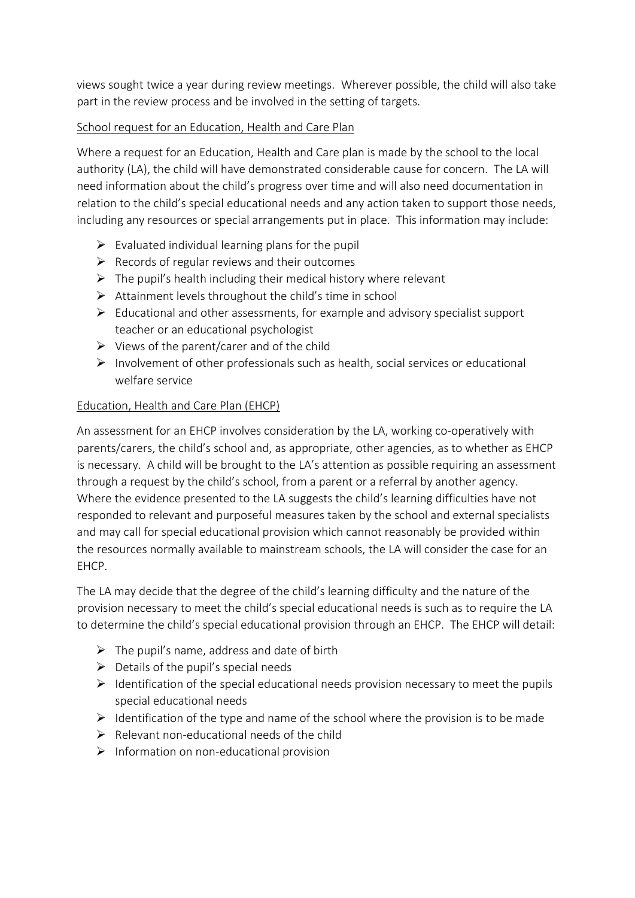views sought twice a year during review meetings. Wherever possible, the child will also take part in the review process and be involved in the setting of targets.

School request for an Education, Health and Care Plan

Where a request for an Education, Health and Care plan is made by the school to the local authority (LA), the child will have demonstrated considerable cause for concern. The LA will need information about the child's progress over time and will also need documentation in relation to the child's special educational needs and any action taken to support those needs, including any resources or special arrangements put in place. This information may include:

- Evaluated individual learning plans for the pupil
- Records of regular reviews and their outcomes
- The pupil's health including their medical history where relevant
- Attainment levels throughout the child's time in school
- Educational and other assessments, for example and advisory specialist support teacher or an educational psychologist
- Views of the parent/carer and of the child
- Involvement of other professionals such as health, social services or educational welfare service

Education, Health and Care Plan (EHCP)

An assessment for an EHCP involves consideration by the LA, working co-operatively with parents/carers, the child's school and, as appropriate, other agencies, as to whether as EHCP is necessary. A child will be brought to the LA's attention as possible requiring an assessment through a request by the child's school, from a parent or a referral by another agency. Where the evidence presented to the LA suggests the child's learning difficulties have not responded to relevant and purposeful measures taken by the school and external specialists and may call for special educational provision which cannot reasonably be provided within the resources normally available to mainstream schools, the LA will consider the case for an EHCP.

The LA may decide that the degree of the child's learning difficulty and the nature of the provision necessary to meet the child's special educational needs is such as to require the LA to determine the child's special educational provision through an EHCP. The EHCP will detail:

- The pupil's name, address and date of birth
- Details of the pupil's special needs
- Identification of the special educational needs provision necessary to meet the pupils special educational needs
- Identification of the type and name of the school where the provision is to be made
- Relevant non-educational needs of the child
- Information on non-educational provision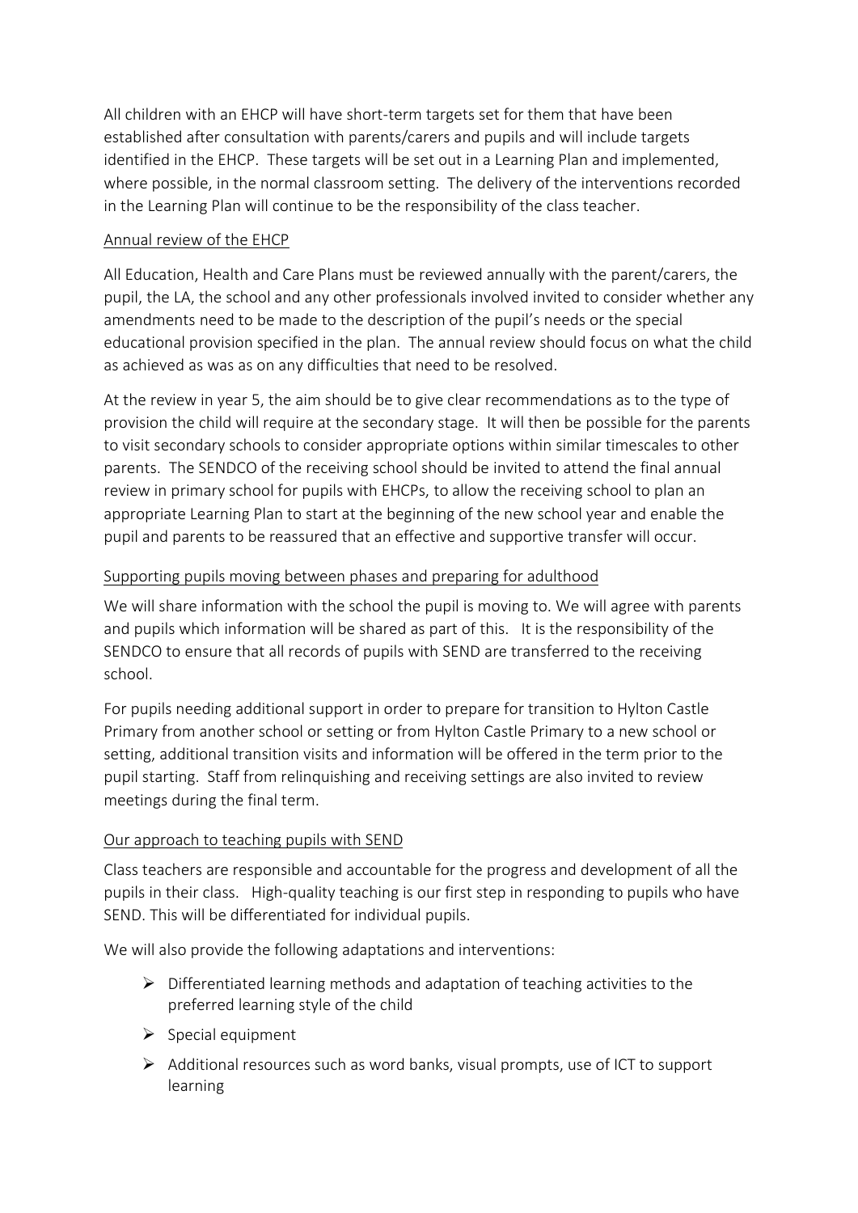All children with an EHCP will have short-term targets set for them that have been established after consultation with parents/carers and pupils and will include targets identified in the EHCP. These targets will be set out in a Learning Plan and implemented, where possible, in the normal classroom setting. The delivery of the interventions recorded in the Learning Plan will continue to be the responsibility of the class teacher.

## Annual review of the EHCP

All Education, Health and Care Plans must be reviewed annually with the parent/carers, the pupil, the LA, the school and any other professionals involved invited to consider whether any amendments need to be made to the description of the pupil's needs or the special educational provision specified in the plan. The annual review should focus on what the child as achieved as was as on any difficulties that need to be resolved.

At the review in year 5, the aim should be to give clear recommendations as to the type of provision the child will require at the secondary stage. It will then be possible for the parents to visit secondary schools to consider appropriate options within similar timescales to other parents. The SENDCO of the receiving school should be invited to attend the final annual review in primary school for pupils with EHCPs, to allow the receiving school to plan an appropriate Learning Plan to start at the beginning of the new school year and enable the pupil and parents to be reassured that an effective and supportive transfer will occur.

## Supporting pupils moving between phases and preparing for adulthood

We will share information with the school the pupil is moving to. We will agree with parents and pupils which information will be shared as part of this. It is the responsibility of the SENDCO to ensure that all records of pupils with SEND are transferred to the receiving school.

For pupils needing additional support in order to prepare for transition to Hylton Castle Primary from another school or setting or from Hylton Castle Primary to a new school or setting, additional transition visits and information will be offered in the term prior to the pupil starting. Staff from relinquishing and receiving settings are also invited to review meetings during the final term.

## Our approach to teaching pupils with SEND

Class teachers are responsible and accountable for the progress and development of all the pupils in their class. High-quality teaching is our first step in responding to pupils who have SEND. This will be differentiated for individual pupils.

We will also provide the following adaptations and interventions:

- Differentiated learning methods and adaptation of teaching activities to the preferred learning style of the child
- Special equipment
- Additional resources such as word banks, visual prompts, use of ICT to support learning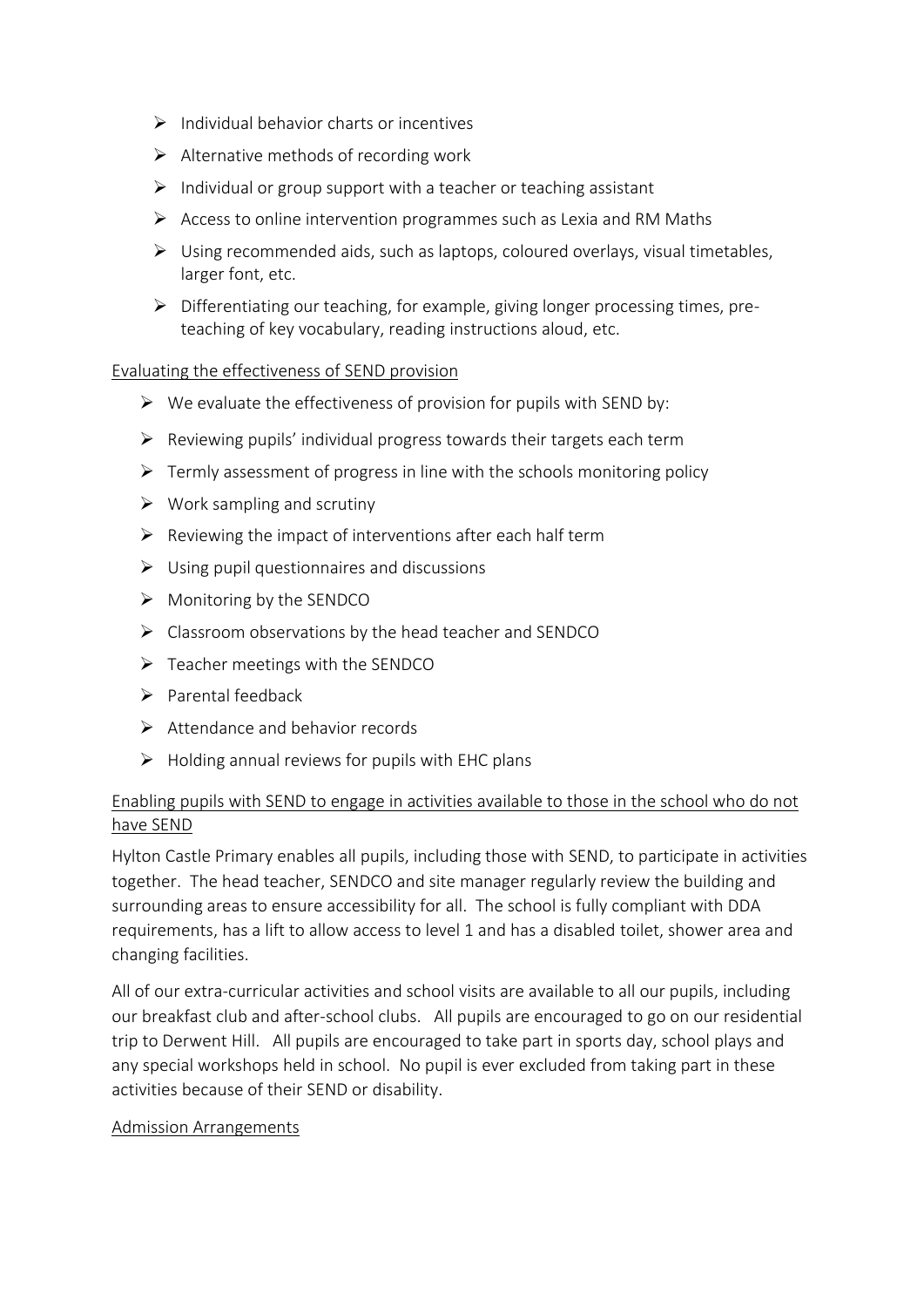- Individual behavior charts or incentives
- Alternative methods of recording work
- Individual or group support with a teacher or teaching assistant
- Access to online intervention programmes such as Lexia and RM Maths
- Using recommended aids, such as laptops, coloured overlays, visual timetables, larger font, etc.
- Differentiating our teaching, for example, giving longer processing times, pre-teaching of key vocabulary, reading instructions aloud, etc.

<u>Evaluating the effectiveness of SEND provision</u>

- We evaluate the effectiveness of provision for pupils with SEND by:
- Reviewing pupils' individual progress towards their targets each term
- Termly assessment of progress in line with the schools monitoring policy
- Work sampling and scrutiny
- Reviewing the impact of interventions after each half term
- Using pupil questionnaires and discussions
- Monitoring by the SENDCO
- Classroom observations by the head teacher and SENDCO
- Teacher meetings with the SENDCO
- Parental feedback
- Attendance and behavior records
- Holding annual reviews for pupils with EHC plans

<u>Enabling pupils with SEND to engage in activities available to those in the school who do not have SEND</u>

Hylton Castle Primary enables all pupils, including those with SEND, to participate in activities together. The head teacher, SENDCO and site manager regularly review the building and surrounding areas to ensure accessibility for all. The school is fully compliant with DDA requirements, has a lift to allow access to level 1 and has a disabled toilet, shower area and changing facilities.

All of our extra-curricular activities and school visits are available to all our pupils, including our breakfast club and after-school clubs. All pupils are encouraged to go on our residential trip to Derwent Hill. All pupils are encouraged to take part in sports day, school plays and any special workshops held in school. No pupil is ever excluded from taking part in these activities because of their SEND or disability.

<u>Admission Arrangements</u>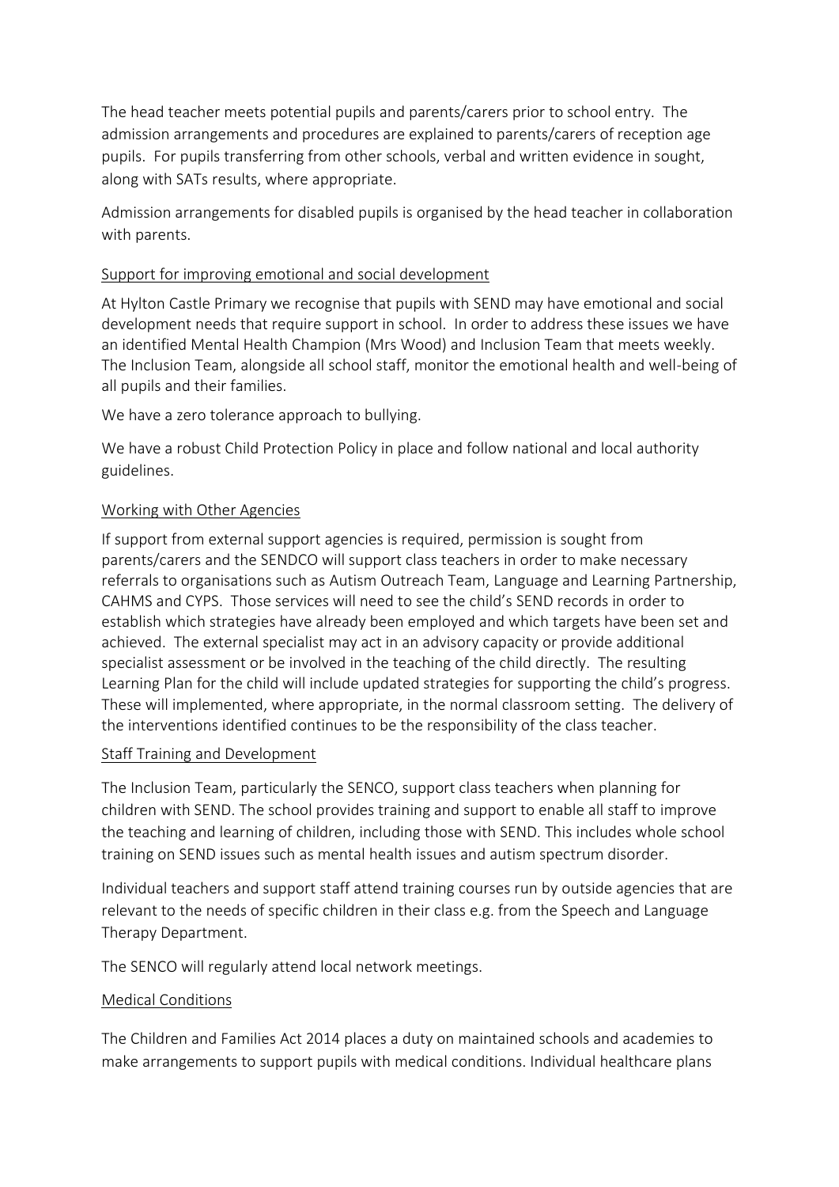The head teacher meets potential pupils and parents/carers prior to school entry. The admission arrangements and procedures are explained to parents/carers of reception age pupils. For pupils transferring from other schools, verbal and written evidence in sought, along with SATs results, where appropriate.

Admission arrangements for disabled pupils is organised by the head teacher in collaboration with parents.

## Support for improving emotional and social development

At Hylton Castle Primary we recognise that pupils with SEND may have emotional and social development needs that require support in school. In order to address these issues we have an identified Mental Health Champion (Mrs Wood) and Inclusion Team that meets weekly. The Inclusion Team, alongside all school staff, monitor the emotional health and well-being of all pupils and their families.

We have a zero tolerance approach to bullying.

We have a robust Child Protection Policy in place and follow national and local authority guidelines.

## Working with Other Agencies

If support from external support agencies is required, permission is sought from parents/carers and the SENDCO will support class teachers in order to make necessary referrals to organisations such as Autism Outreach Team, Language and Learning Partnership, CAHMS and CYPS. Those services will need to see the child's SEND records in order to establish which strategies have already been employed and which targets have been set and achieved. The external specialist may act in an advisory capacity or provide additional specialist assessment or be involved in the teaching of the child directly. The resulting Learning Plan for the child will include updated strategies for supporting the child's progress. These will implemented, where appropriate, in the normal classroom setting. The delivery of the interventions identified continues to be the responsibility of the class teacher.

## Staff Training and Development

The Inclusion Team, particularly the SENCO, support class teachers when planning for children with SEND. The school provides training and support to enable all staff to improve the teaching and learning of children, including those with SEND. This includes whole school training on SEND issues such as mental health issues and autism spectrum disorder.

Individual teachers and support staff attend training courses run by outside agencies that are relevant to the needs of specific children in their class e.g. from the Speech and Language Therapy Department.

The SENCO will regularly attend local network meetings.

## Medical Conditions

The Children and Families Act 2014 places a duty on maintained schools and academies to make arrangements to support pupils with medical conditions. Individual healthcare plans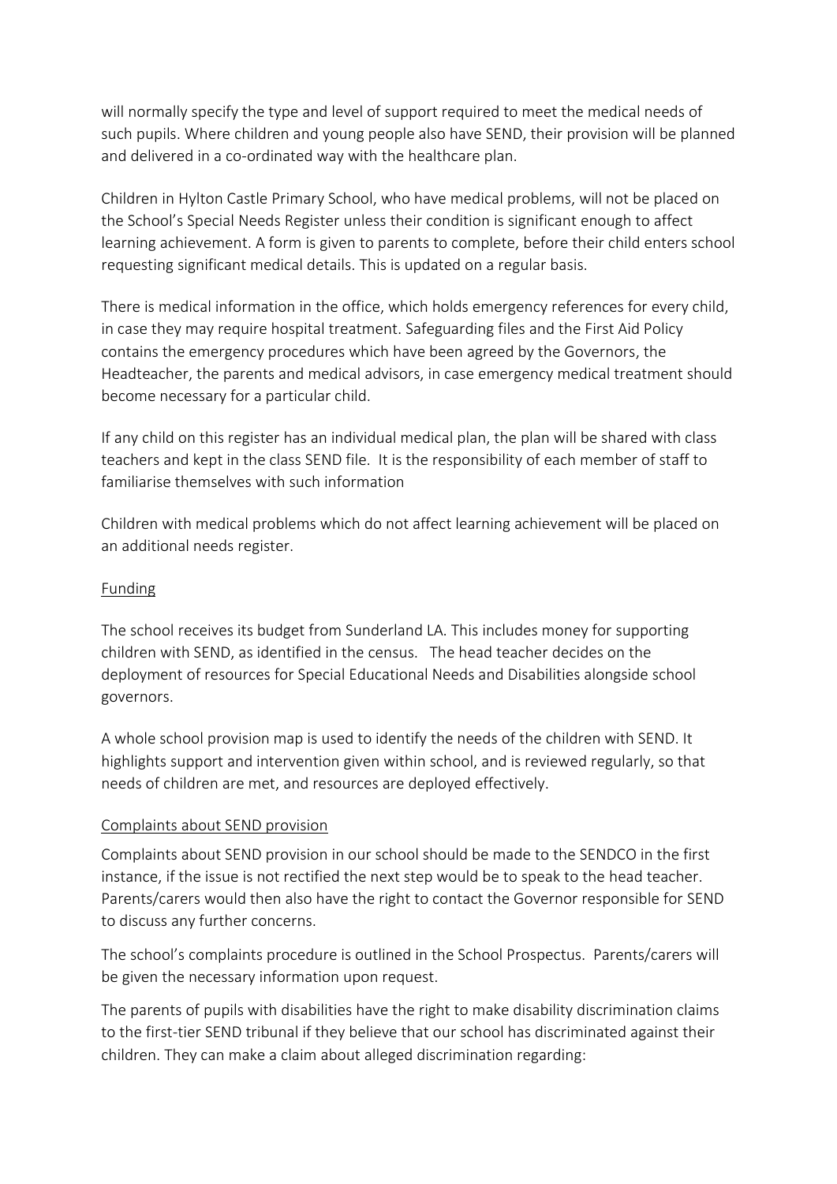will normally specify the type and level of support required to meet the medical needs of such pupils. Where children and young people also have SEND, their provision will be planned and delivered in a co-ordinated way with the healthcare plan.

Children in Hylton Castle Primary School, who have medical problems, will not be placed on the School's Special Needs Register unless their condition is significant enough to affect learning achievement. A form is given to parents to complete, before their child enters school requesting significant medical details. This is updated on a regular basis.

There is medical information in the office, which holds emergency references for every child, in case they may require hospital treatment. Safeguarding files and the First Aid Policy contains the emergency procedures which have been agreed by the Governors, the Headteacher, the parents and medical advisors, in case emergency medical treatment should become necessary for a particular child.

If any child on this register has an individual medical plan, the plan will be shared with class teachers and kept in the class SEND file. It is the responsibility of each member of staff to familiarise themselves with such information

Children with medical problems which do not affect learning achievement will be placed on an additional needs register.

<u>Funding</u>

The school receives its budget from Sunderland LA. This includes money for supporting children with SEND, as identified in the census. The head teacher decides on the deployment of resources for Special Educational Needs and Disabilities alongside school governors.

A whole school provision map is used to identify the needs of the children with SEND. It highlights support and intervention given within school, and is reviewed regularly, so that needs of children are met, and resources are deployed effectively.

<u>Complaints about SEND provision</u>

Complaints about SEND provision in our school should be made to the SENDCO in the first instance, if the issue is not rectified the next step would be to speak to the head teacher. Parents/carers would then also have the right to contact the Governor responsible for SEND to discuss any further concerns.

The school's complaints procedure is outlined in the School Prospectus. Parents/carers will be given the necessary information upon request.

The parents of pupils with disabilities have the right to make disability discrimination claims to the first-tier SEND tribunal if they believe that our school has discriminated against their children. They can make a claim about alleged discrimination regarding: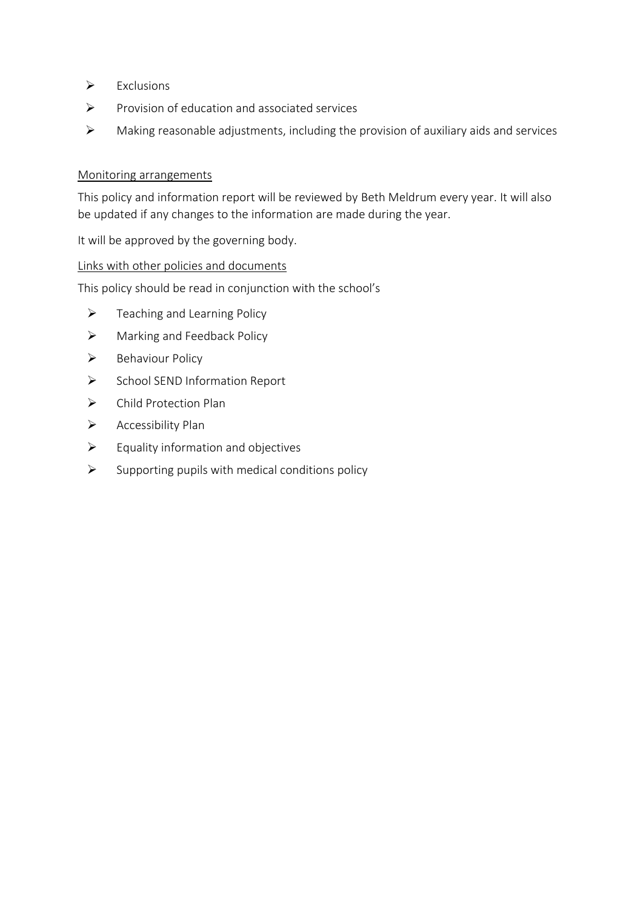- Exclusions
- Provision of education and associated services
- Making reasonable adjustments, including the provision of auxiliary aids and services

<u>Monitoring arrangements</u>

This policy and information report will be reviewed by Beth Meldrum every year. It will also be updated if any changes to the information are made during the year.

It will be approved by the governing body.

<u>Links with other policies and documents</u>

This policy should be read in conjunction with the school's

- Teaching and Learning Policy
- Marking and Feedback Policy
- Behaviour Policy
- School SEND Information Report
- Child Protection Plan
- Accessibility Plan
- Equality information and objectives
- Supporting pupils with medical conditions policy